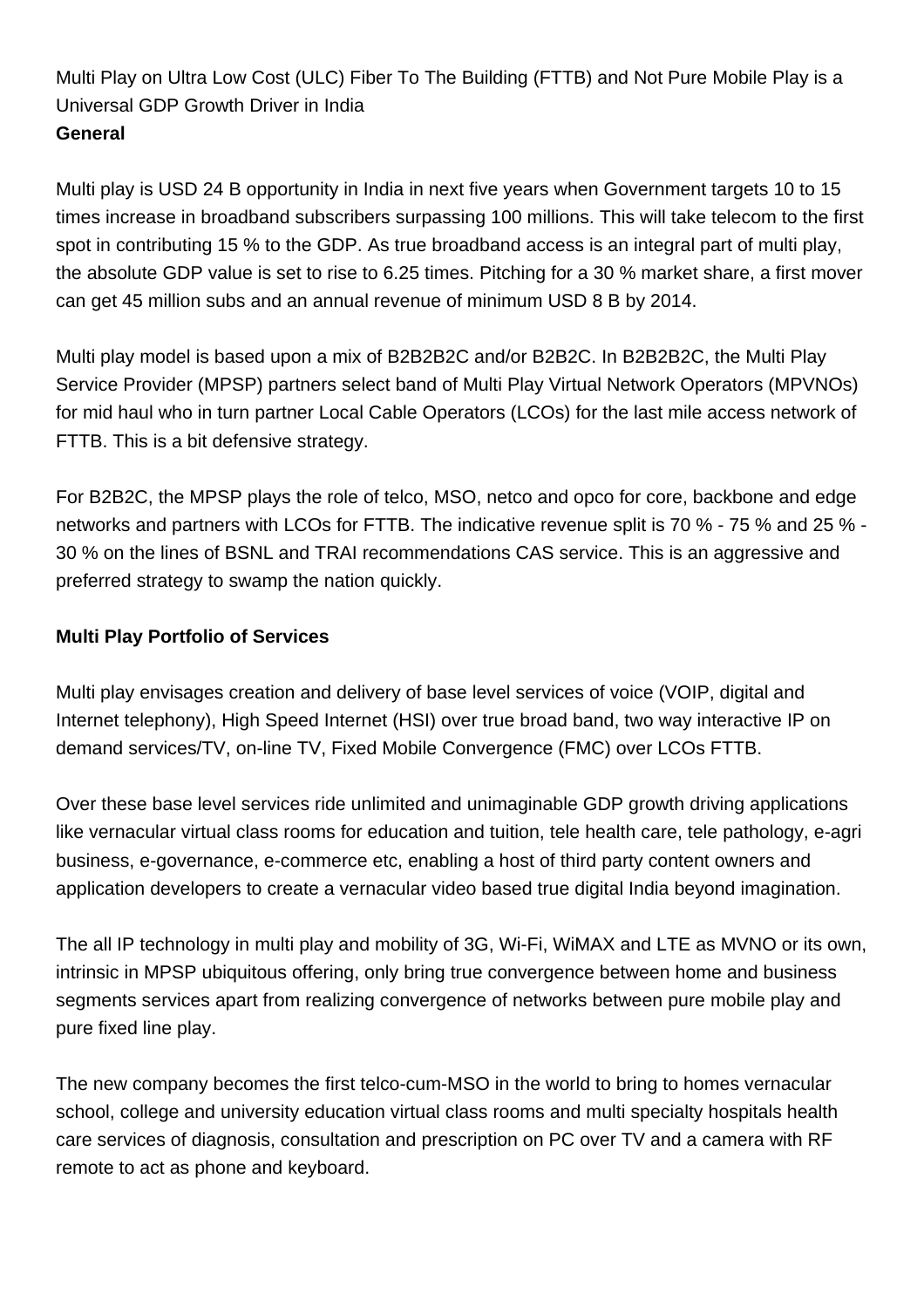# Multi Play on Ultra Low Cost (ULC) Fiber To The Building (FTTB) and Not Pure Mobile Play is a Universal GDP Growth Driver in India

**General**

Multi play is USD 24 B opportunity in India in next five years when Government targets 10 to 15 times increase in broadband subscribers surpassing 100 millions. This will take telecom to the first spot in contributing 15 % to the GDP. As true broadband access is an integral part of multi play, the absolute GDP value is set to rise to 6.25 times. Pitching for a 30 % market share, a first mover can get 45 million subs and an annual revenue of minimum USD 8 B by 2014.

Multi play model is based upon a mix of B2B2B2C and/or B2B2C. In B2B2B2C, the Multi Play Service Provider (MPSP) partners select band of Multi Play Virtual Network Operators (MPVNOs) for mid haul who in turn partner Local Cable Operators (LCOs) for the last mile access network of FTTB. This is a bit defensive strategy.

For B2B2C, the MPSP plays the role of telco, MSO, netco and opco for core, backbone and edge networks and partners with LCOs for FTTB. The indicative revenue split is 70 % - 75 % and 25 % - 30 % on the lines of BSNL and TRAI recommendations CAS service. This is an aggressive and preferred strategy to swamp the nation quickly.

**Multi Play Portfolio of Services**

Multi play envisages creation and delivery of base level services of voice (VOIP, digital and Internet telephony), High Speed Internet (HSI) over true broad band, two way interactive IP on demand services/TV, on-line TV, Fixed Mobile Convergence (FMC) over LCOs FTTB.

Over these base level services ride unlimited and unimaginable GDP growth driving applications like vernacular virtual class rooms for education and tuition, tele health care, tele pathology, e-agri business, e-governance, e-commerce etc, enabling a host of third party content owners and application developers to create a vernacular video based true digital India beyond imagination.

The all IP technology in multi play and mobility of 3G, Wi-Fi, WiMAX and LTE as MVNO or its own, intrinsic in MPSP ubiquitous offering, only bring true convergence between home and business segments services apart from realizing convergence of networks between pure mobile play and pure fixed line play.

The new company becomes the first telco-cum-MSO in the world to bring to homes vernacular school, college and university education virtual class rooms and multi specialty hospitals health care services of diagnosis, consultation and prescription on PC over TV and a camera with RF remote to act as phone and keyboard.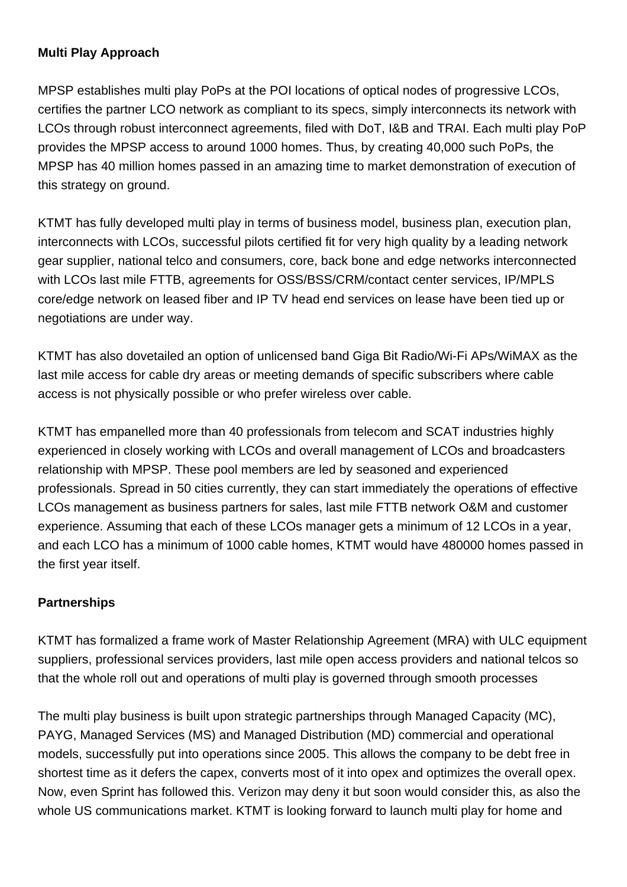**Multi Play Approach**

MPSP establishes multi play PoPs at the POI locations of optical nodes of progressive LCOs, certifies the partner LCO network as compliant to its specs, simply interconnects its network with LCOs through robust interconnect agreements, filed with DoT, I&B and TRAI. Each multi play PoP provides the MPSP access to around 1000 homes. Thus, by creating 40,000 such PoPs, the MPSP has 40 million homes passed in an amazing time to market demonstration of execution of this strategy on ground.

KTMT has fully developed multi play in terms of business model, business plan, execution plan, interconnects with LCOs, successful pilots certified fit for very high quality by a leading network gear supplier, national telco and consumers, core, back bone and edge networks interconnected with LCOs last mile FTTB, agreements for OSS/BSS/CRM/contact center services, IP/MPLS core/edge network on leased fiber and IP TV head end services on lease have been tied up or negotiations are under way.

KTMT has also dovetailed an option of unlicensed band Giga Bit Radio/Wi-Fi APs/WiMAX as the last mile access for cable dry areas or meeting demands of specific subscribers where cable access is not physically possible or who prefer wireless over cable.

KTMT has empanelled more than 40 professionals from telecom and SCAT industries highly experienced in closely working with LCOs and overall management of LCOs and broadcasters relationship with MPSP. These pool members are led by seasoned and experienced professionals. Spread in 50 cities currently, they can start immediately the operations of effective LCOs management as business partners for sales, last mile FTTB network O&M and customer experience. Assuming that each of these LCOs manager gets a minimum of 12 LCOs in a year, and each LCO has a minimum of 1000 cable homes, KTMT would have 480000 homes passed in the first year itself.

**Partnerships**

KTMT has formalized a frame work of Master Relationship Agreement (MRA) with ULC equipment suppliers, professional services providers, last mile open access providers and national telcos so that the whole roll out and operations of multi play is governed through smooth processes

The multi play business is built upon strategic partnerships through Managed Capacity (MC), PAYG, Managed Services (MS) and Managed Distribution (MD) commercial and operational models, successfully put into operations since 2005. This allows the company to be debt free in shortest time as it defers the capex, converts most of it into opex and optimizes the overall opex. Now, even Sprint has followed this. Verizon may deny it but soon would consider this, as also the whole US communications market. KTMT is looking forward to launch multi play for home and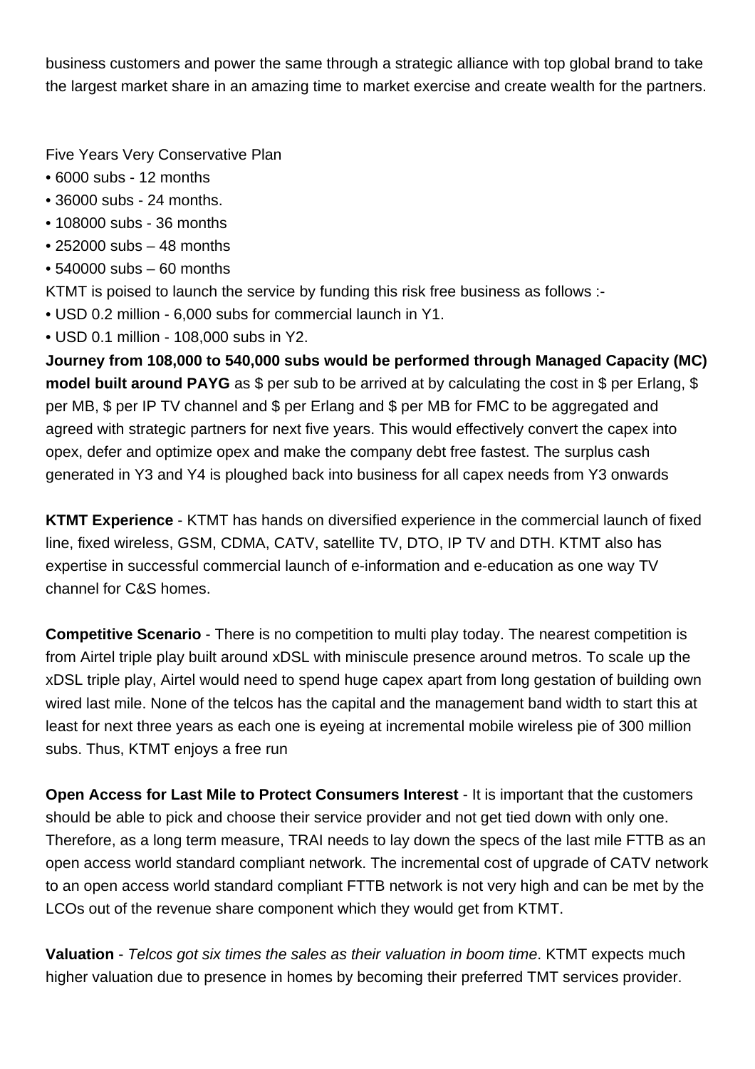business customers and power the same through a strategic alliance with top global brand to take the largest market share in an amazing time to market exercise and create wealth for the partners.

Five Years Very Conservative Plan

- 6000 subs - 12 months
- 36000 subs - 24 months.
- 108000 subs - 36 months
- 252000 subs – 48 months
- 540000 subs – 60 months

KTMT is poised to launch the service by funding this risk free business as follows :-

- USD 0.2 million - 6,000 subs for commercial launch in Y1.
- USD 0.1 million - 108,000 subs in Y2.

**Journey from 108,000 to 540,000 subs would be performed through Managed Capacity (MC) model built around PAYG** as $ per sub to be arrived at by calculating the cost in $ per Erlang, $ per MB, $ per IP TV channel and $ per Erlang and $ per MB for FMC to be aggregated and agreed with strategic partners for next five years. This would effectively convert the capex into opex, defer and optimize opex and make the company debt free fastest. The surplus cash generated in Y3 and Y4 is ploughed back into business for all capex needs from Y3 onwards

**KTMT Experience** - KTMT has hands on diversified experience in the commercial launch of fixed line, fixed wireless, GSM, CDMA, CATV, satellite TV, DTO, IP TV and DTH. KTMT also has expertise in successful commercial launch of e-information and e-education as one way TV channel for C&S homes.

**Competitive Scenario** - There is no competition to multi play today. The nearest competition is from Airtel triple play built around xDSL with miniscule presence around metros. To scale up the xDSL triple play, Airtel would need to spend huge capex apart from long gestation of building own wired last mile. None of the telcos has the capital and the management band width to start this at least for next three years as each one is eyeing at incremental mobile wireless pie of 300 million subs. Thus, KTMT enjoys a free run

**Open Access for Last Mile to Protect Consumers Interest** - It is important that the customers should be able to pick and choose their service provider and not get tied down with only one. Therefore, as a long term measure, TRAI needs to lay down the specs of the last mile FTTB as an open access world standard compliant network. The incremental cost of upgrade of CATV network to an open access world standard compliant FTTB network is not very high and can be met by the LCOs out of the revenue share component which they would get from KTMT.

**Valuation** - *Telcos got six times the sales as their valuation in boom time*. KTMT expects much higher valuation due to presence in homes by becoming their preferred TMT services provider.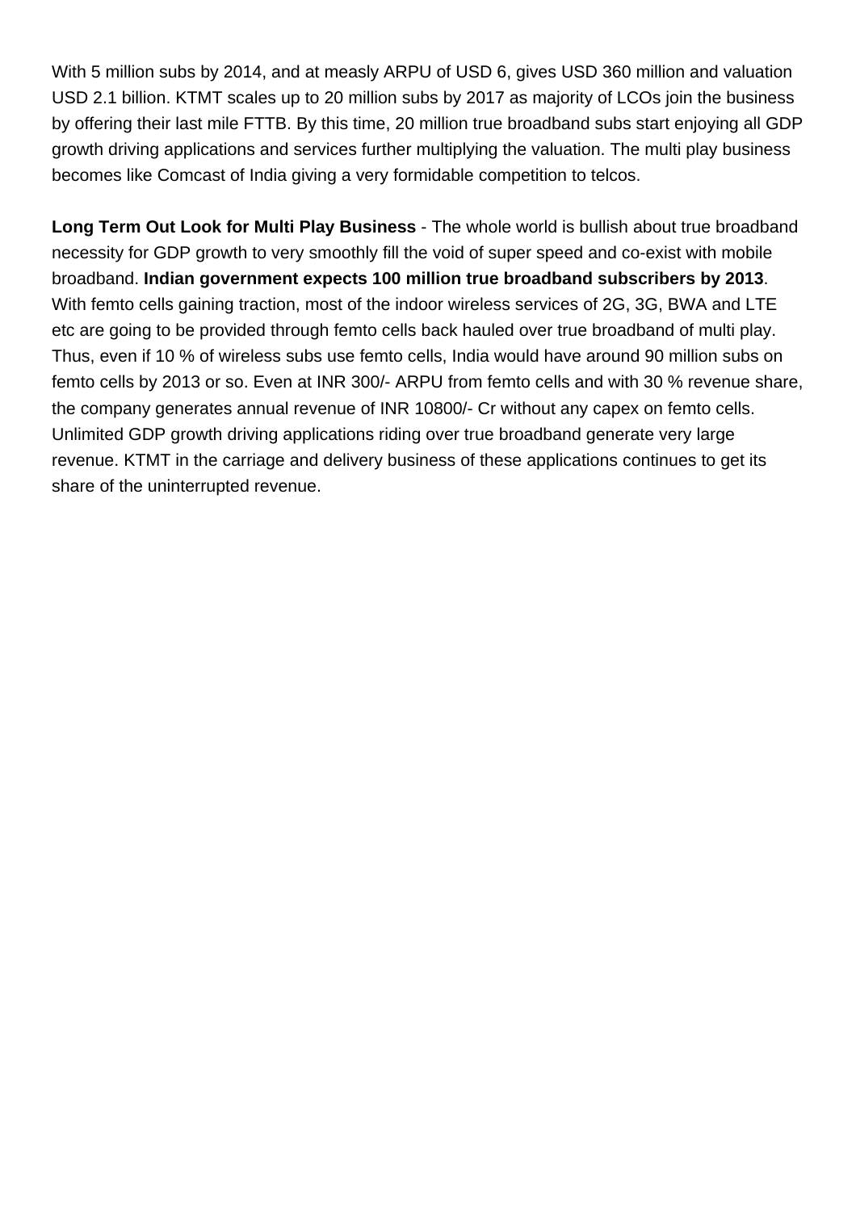With 5 million subs by 2014, and at measly ARPU of USD 6, gives USD 360 million and valuation USD 2.1 billion. KTMT scales up to 20 million subs by 2017 as majority of LCOs join the business by offering their last mile FTTB. By this time, 20 million true broadband subs start enjoying all GDP growth driving applications and services further multiplying the valuation. The multi play business becomes like Comcast of India giving a very formidable competition to telcos.

**Long Term Out Look for Multi Play Business** - The whole world is bullish about true broadband necessity for GDP growth to very smoothly fill the void of super speed and co-exist with mobile broadband. **Indian government expects 100 million true broadband subscribers by 2013**. With femto cells gaining traction, most of the indoor wireless services of 2G, 3G, BWA and LTE etc are going to be provided through femto cells back hauled over true broadband of multi play. Thus, even if 10 % of wireless subs use femto cells, India would have around 90 million subs on femto cells by 2013 or so. Even at INR 300/- ARPU from femto cells and with 30 % revenue share, the company generates annual revenue of INR 10800/- Cr without any capex on femto cells. Unlimited GDP growth driving applications riding over true broadband generate very large revenue. KTMT in the carriage and delivery business of these applications continues to get its share of the uninterrupted revenue.